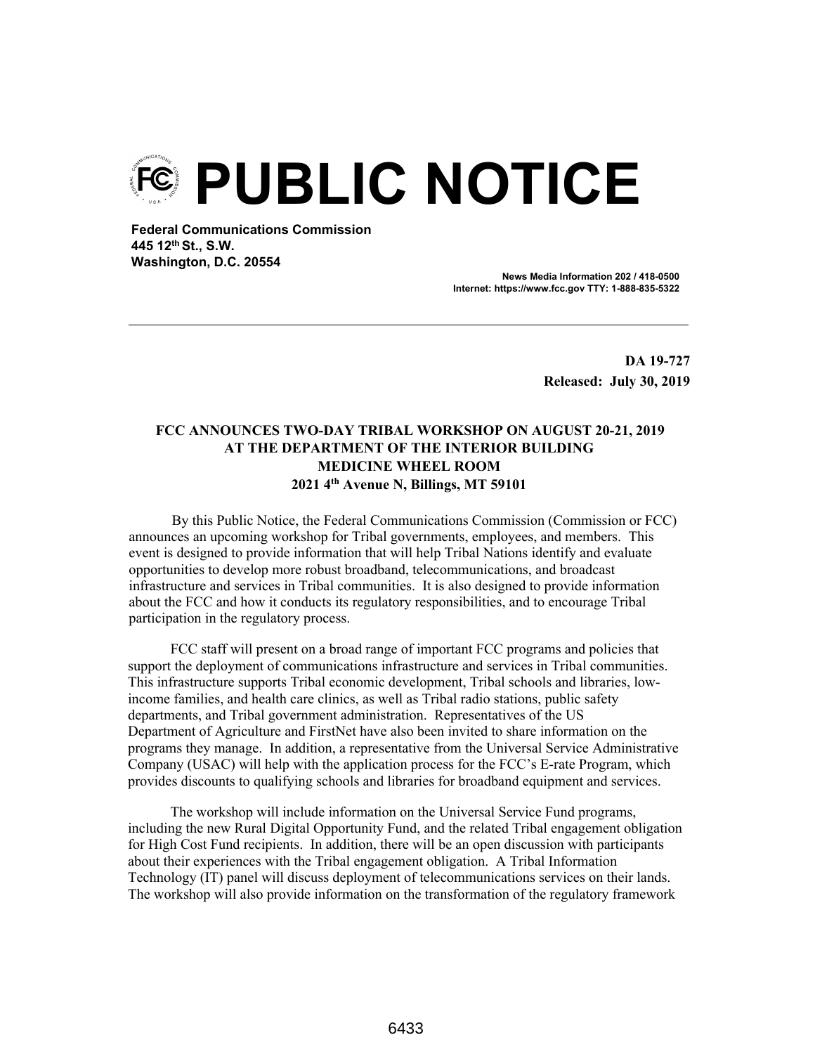# PUBLIC NOTICE

**Federal Communications Commission**
**445 12th St., S.W.**
**Washington, D.C. 20554**

**News Media Information 202 / 418-0500**
**Internet: https://www.fcc.gov TTY: 1-888-835-5322**

---

**DA 19-727**
**Released: July 30, 2019**

**FCC ANNOUNCES TWO-DAY TRIBAL WORKSHOP ON AUGUST 20-21, 2019**
**AT THE DEPARTMENT OF THE INTERIOR BUILDING**
**MEDICINE WHEEL ROOM**
**2021 4th Avenue N, Billings, MT 59101**

By this Public Notice, the Federal Communications Commission (Commission or FCC) announces an upcoming workshop for Tribal governments, employees, and members. This event is designed to provide information that will help Tribal Nations identify and evaluate opportunities to develop more robust broadband, telecommunications, and broadcast infrastructure and services in Tribal communities. It is also designed to provide information about the FCC and how it conducts its regulatory responsibilities, and to encourage Tribal participation in the regulatory process.

FCC staff will present on a broad range of important FCC programs and policies that support the deployment of communications infrastructure and services in Tribal communities. This infrastructure supports Tribal economic development, Tribal schools and libraries, low-income families, and health care clinics, as well as Tribal radio stations, public safety departments, and Tribal government administration. Representatives of the US Department of Agriculture and FirstNet have also been invited to share information on the programs they manage. In addition, a representative from the Universal Service Administrative Company (USAC) will help with the application process for the FCC's E-rate Program, which provides discounts to qualifying schools and libraries for broadband equipment and services.

The workshop will include information on the Universal Service Fund programs, including the new Rural Digital Opportunity Fund, and the related Tribal engagement obligation for High Cost Fund recipients. In addition, there will be an open discussion with participants about their experiences with the Tribal engagement obligation. A Tribal Information Technology (IT) panel will discuss deployment of telecommunications services on their lands. The workshop will also provide information on the transformation of the regulatory framework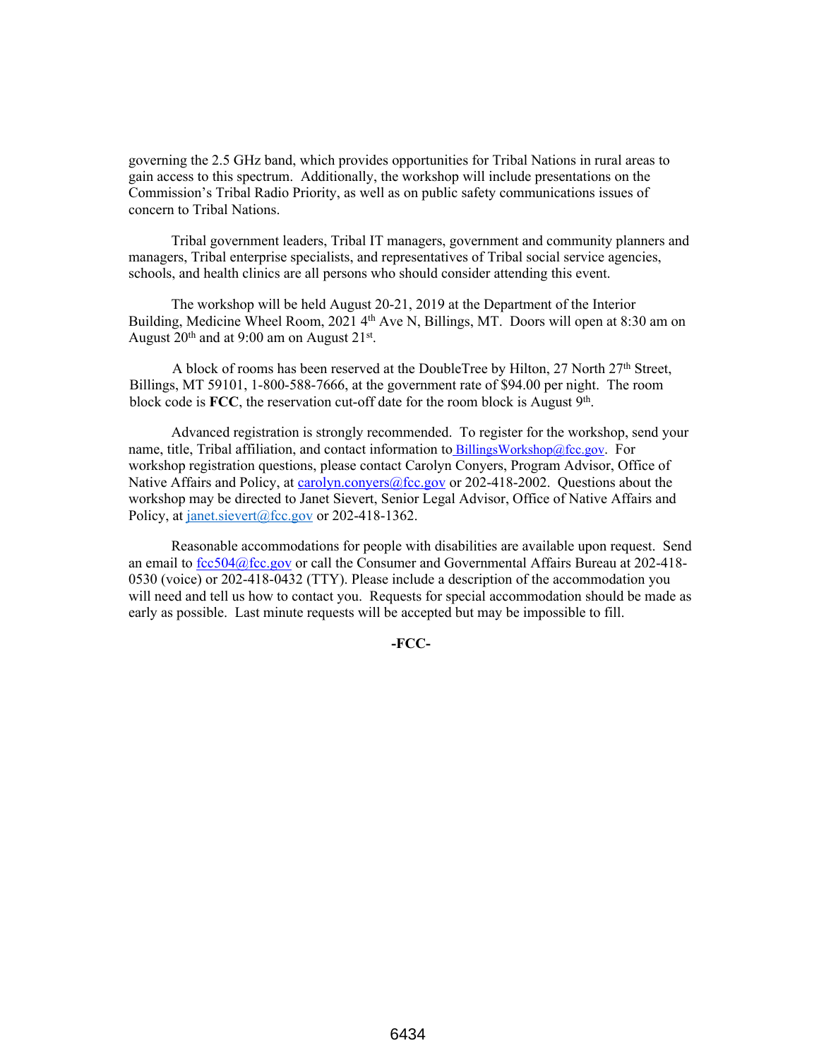governing the 2.5 GHz band, which provides opportunities for Tribal Nations in rural areas to gain access to this spectrum. Additionally, the workshop will include presentations on the Commission's Tribal Radio Priority, as well as on public safety communications issues of concern to Tribal Nations.

Tribal government leaders, Tribal IT managers, government and community planners and managers, Tribal enterprise specialists, and representatives of Tribal social service agencies, schools, and health clinics are all persons who should consider attending this event.

The workshop will be held August 20-21, 2019 at the Department of the Interior Building, Medicine Wheel Room, 2021 4th Ave N, Billings, MT. Doors will open at 8:30 am on August 20th and at 9:00 am on August 21st.

A block of rooms has been reserved at the DoubleTree by Hilton, 27 North 27th Street, Billings, MT 59101, 1-800-588-7666, at the government rate of $94.00 per night. The room block code is **FCC**, the reservation cut-off date for the room block is August 9th.

Advanced registration is strongly recommended. To register for the workshop, send your name, title, Tribal affiliation, and contact information to BillingsWorkshop@fcc.gov. For workshop registration questions, please contact Carolyn Conyers, Program Advisor, Office of Native Affairs and Policy, at carolyn.conyers@fcc.gov or 202-418-2002. Questions about the workshop may be directed to Janet Sievert, Senior Legal Advisor, Office of Native Affairs and Policy, at janet.sievert@fcc.gov or 202-418-1362.

Reasonable accommodations for people with disabilities are available upon request. Send an email to fcc504@fcc.gov or call the Consumer and Governmental Affairs Bureau at 202-418-0530 (voice) or 202-418-0432 (TTY). Please include a description of the accommodation you will need and tell us how to contact you. Requests for special accommodation should be made as early as possible. Last minute requests will be accepted but may be impossible to fill.

**-FCC-**